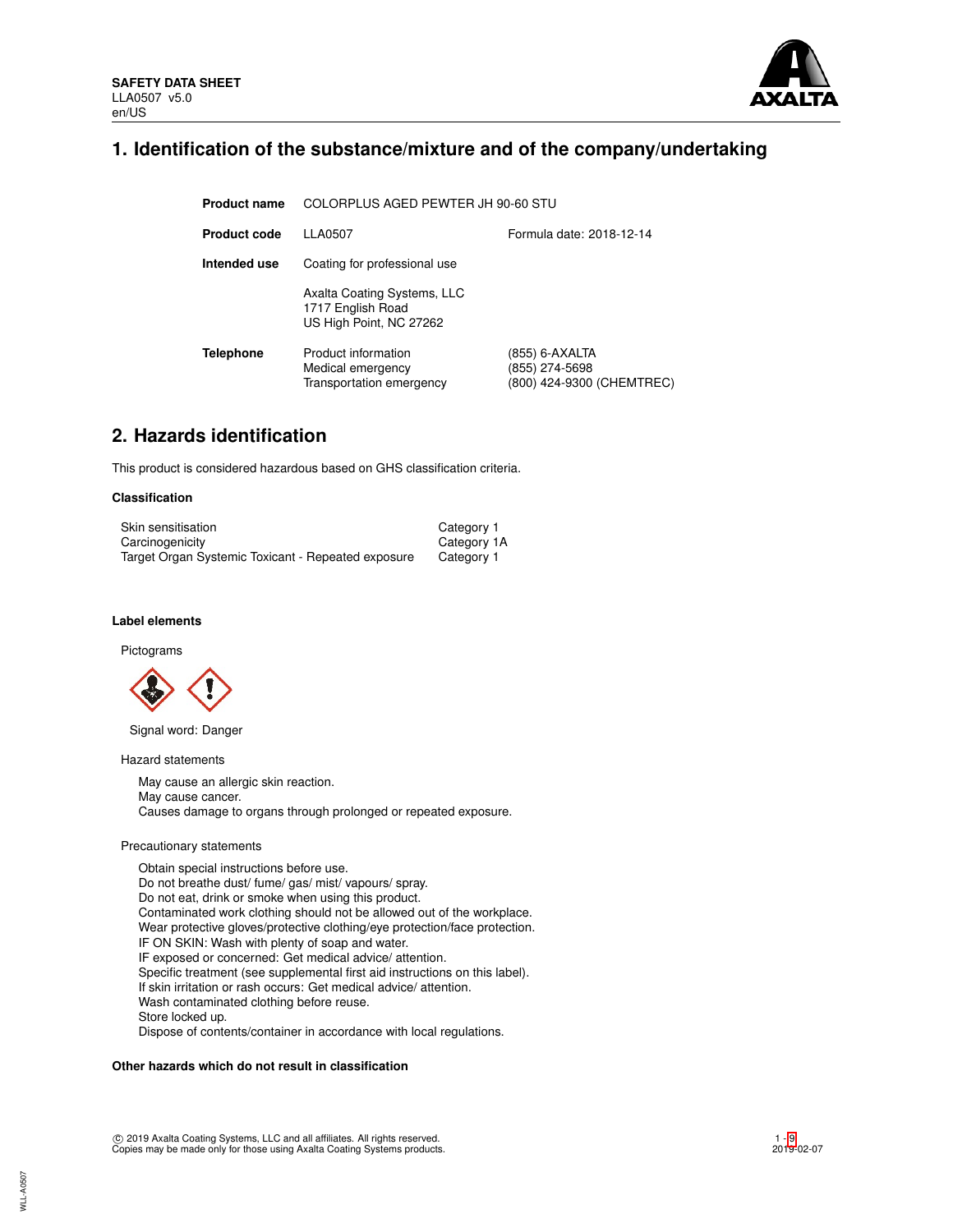**SAFETY DATA SHEET**
LLA0507 v5.0
en/US

# 1. Identification of the substance/mixture and of the company/undertaking

| | | |
|---|---|---|
| **Product name** | COLORPLUS AGED PEWTER JH 90-60 STU | |
| **Product code** | LLA0507 | Formula date: 2018-12-14 |
| **Intended use** | Coating for professional use | |
| | Axalta Coating Systems, LLC<br>1717 English Road<br>US High Point, NC 27262 | |
| **Telephone** | Product information<br>Medical emergency<br>Transportation emergency | (855) 6-AXALTA<br>(855) 274-5698<br>(800) 424-9300 (CHEMTREC) |

# 2. Hazards identification

This product is considered hazardous based on GHS classification criteria.

**Classification**

| | |
|---|---|
| Skin sensitisation | Category 1 |
| Carcinogenicity | Category 1A |
| Target Organ Systemic Toxicant - Repeated exposure | Category 1 |

**Label elements**

Pictograms

Signal word: Danger

Hazard statements

May cause an allergic skin reaction.
May cause cancer.
Causes damage to organs through prolonged or repeated exposure.

Precautionary statements

Obtain special instructions before use.
Do not breathe dust/ fume/ gas/ mist/ vapours/ spray.
Do not eat, drink or smoke when using this product.
Contaminated work clothing should not be allowed out of the workplace.
Wear protective gloves/protective clothing/eye protection/face protection.
IF ON SKIN: Wash with plenty of soap and water.
IF exposed or concerned: Get medical advice/ attention.
Specific treatment (see supplemental first aid instructions on this label).
If skin irritation or rash occurs: Get medical advice/ attention.
Wash contaminated clothing before reuse.
Store locked up.
Dispose of contents/container in accordance with local regulations.

**Other hazards which do not result in classification**

© 2019 Axalta Coating Systems, LLC and all affiliates. All rights reserved.
Copies may be made only for those using Axalta Coating Systems products.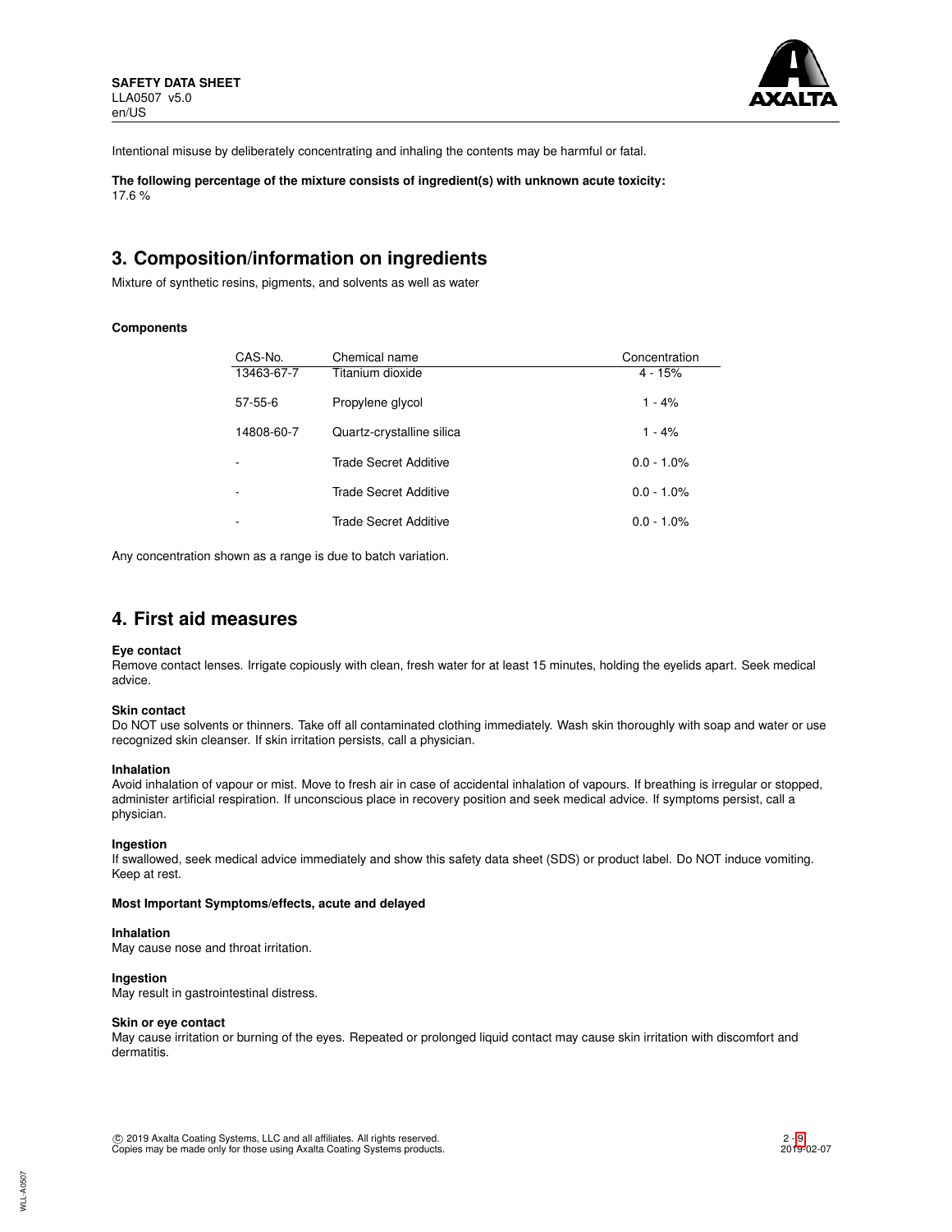Intentional misuse by deliberately concentrating and inhaling the contents may be harmful or fatal.

**The following percentage of the mixture consists of ingredient(s) with unknown acute toxicity:**
17.6 %

## 3. Composition/information on ingredients

Mixture of synthetic resins, pigments, and solvents as well as water

**Components**

| CAS-No. | Chemical name | Concentration |
|---|---|---|
| 13463-67-7 | Titanium dioxide | 4 - 15% |
| 57-55-6 | Propylene glycol | 1 - 4% |
| 14808-60-7 | Quartz-crystalline silica | 1 - 4% |
| - | Trade Secret Additive | 0.0 - 1.0% |
| - | Trade Secret Additive | 0.0 - 1.0% |
| - | Trade Secret Additive | 0.0 - 1.0% |

Any concentration shown as a range is due to batch variation.

## 4. First aid measures

**Eye contact**
Remove contact lenses. Irrigate copiously with clean, fresh water for at least 15 minutes, holding the eyelids apart. Seek medical advice.

**Skin contact**
Do NOT use solvents or thinners. Take off all contaminated clothing immediately. Wash skin thoroughly with soap and water or use recognized skin cleanser. If skin irritation persists, call a physician.

**Inhalation**
Avoid inhalation of vapour or mist. Move to fresh air in case of accidental inhalation of vapours. If breathing is irregular or stopped, administer artificial respiration. If unconscious place in recovery position and seek medical advice. If symptoms persist, call a physician.

**Ingestion**
If swallowed, seek medical advice immediately and show this safety data sheet (SDS) or product label. Do NOT induce vomiting. Keep at rest.

**Most Important Symptoms/effects, acute and delayed**

**Inhalation**
May cause nose and throat irritation.

**Ingestion**
May result in gastrointestinal distress.

**Skin or eye contact**
May cause irritation or burning of the eyes. Repeated or prolonged liquid contact may cause skin irritation with discomfort and dermatitis.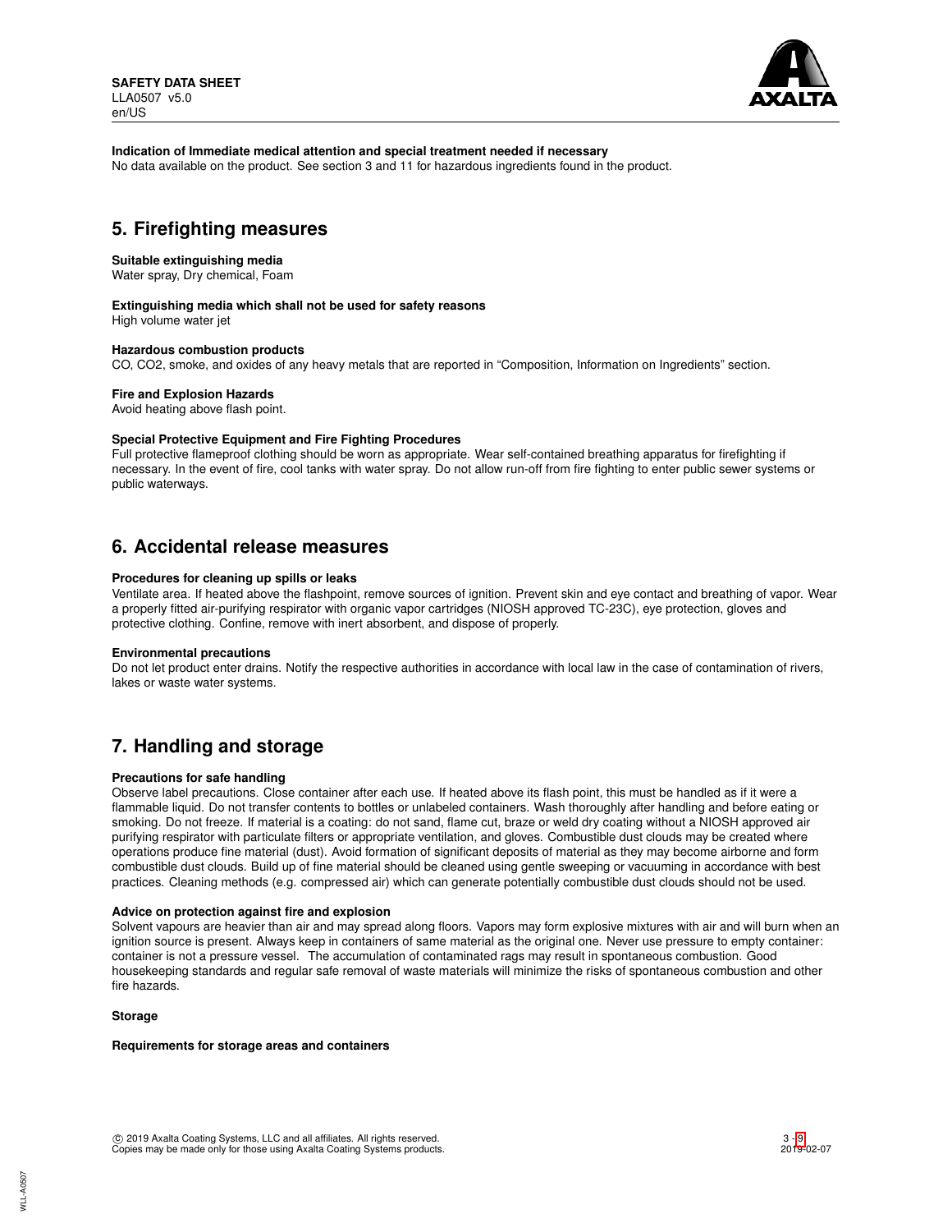**Indication of Immediate medical attention and special treatment needed if necessary**

No data available on the product. See section 3 and 11 for hazardous ingredients found in the product.

## 5. Firefighting measures

**Suitable extinguishing media**

Water spray, Dry chemical, Foam

**Extinguishing media which shall not be used for safety reasons**

High volume water jet

**Hazardous combustion products**

CO, CO2, smoke, and oxides of any heavy metals that are reported in “Composition, Information on Ingredients” section.

**Fire and Explosion Hazards**

Avoid heating above flash point.

**Special Protective Equipment and Fire Fighting Procedures**

Full protective flameproof clothing should be worn as appropriate. Wear self-contained breathing apparatus for firefighting if necessary. In the event of fire, cool tanks with water spray. Do not allow run-off from fire fighting to enter public sewer systems or public waterways.

## 6. Accidental release measures

**Procedures for cleaning up spills or leaks**

Ventilate area. If heated above the flashpoint, remove sources of ignition. Prevent skin and eye contact and breathing of vapor. Wear a properly fitted air-purifying respirator with organic vapor cartridges (NIOSH approved TC-23C), eye protection, gloves and protective clothing. Confine, remove with inert absorbent, and dispose of properly.

**Environmental precautions**

Do not let product enter drains. Notify the respective authorities in accordance with local law in the case of contamination of rivers, lakes or waste water systems.

## 7. Handling and storage

**Precautions for safe handling**

Observe label precautions. Close container after each use. If heated above its flash point, this must be handled as if it were a flammable liquid. Do not transfer contents to bottles or unlabeled containers. Wash thoroughly after handling and before eating or smoking. Do not freeze. If material is a coating: do not sand, flame cut, braze or weld dry coating without a NIOSH approved air purifying respirator with particulate filters or appropriate ventilation, and gloves. Combustible dust clouds may be created where operations produce fine material (dust). Avoid formation of significant deposits of material as they may become airborne and form combustible dust clouds. Build up of fine material should be cleaned using gentle sweeping or vacuuming in accordance with best practices. Cleaning methods (e.g. compressed air) which can generate potentially combustible dust clouds should not be used.

**Advice on protection against fire and explosion**

Solvent vapours are heavier than air and may spread along floors. Vapors may form explosive mixtures with air and will burn when an ignition source is present. Always keep in containers of same material as the original one. Never use pressure to empty container: container is not a pressure vessel. The accumulation of contaminated rags may result in spontaneous combustion. Good housekeeping standards and regular safe removal of waste materials will minimize the risks of spontaneous combustion and other fire hazards.

**Storage**

**Requirements for storage areas and containers**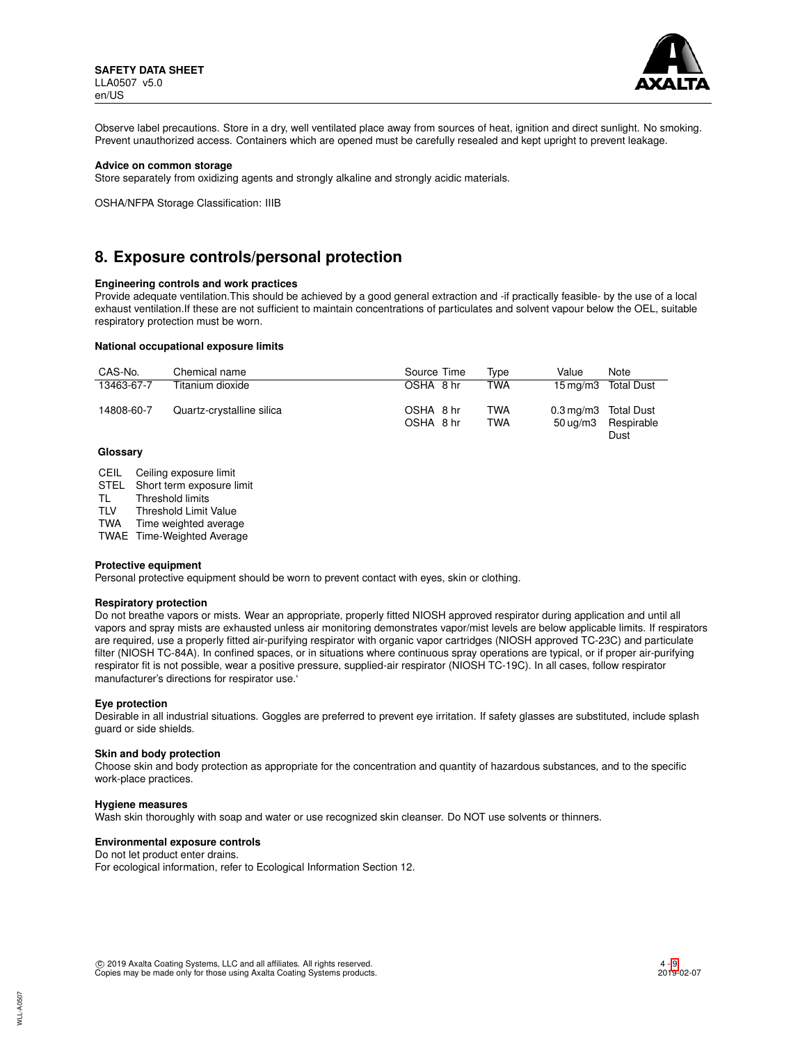Observe label precautions. Store in a dry, well ventilated place away from sources of heat, ignition and direct sunlight. No smoking. Prevent unauthorized access. Containers which are opened must be carefully resealed and kept upright to prevent leakage.

**Advice on common storage**
Store separately from oxidizing agents and strongly alkaline and strongly acidic materials.

OSHA/NFPA Storage Classification: IIIB

## 8. Exposure controls/personal protection

**Engineering controls and work practices**
Provide adequate ventilation.This should be achieved by a good general extraction and -if practically feasible- by the use of a local exhaust ventilation.If these are not sufficient to maintain concentrations of particulates and solvent vapour below the OEL, suitable respiratory protection must be worn.

**National occupational exposure limits**

| CAS-No. | Chemical name | Source | Time | Type | Value | Note |
|---|---|---|---|---|---|---|
| 13463-67-7 | Titanium dioxide | OSHA | 8 hr | TWA | 15 mg/m3 | Total Dust |
| 14808-60-7 | Quartz-crystalline silica | OSHA | 8 hr | TWA | 0.3 mg/m3 | Total Dust |
| | | OSHA | 8 hr | TWA | 50 ug/m3 | Respirable Dust |

**Glossary**

| | |
|---|---|
| CEIL | Ceiling exposure limit |
| STEL | Short term exposure limit |
| TL | Threshold limits |
| TLV | Threshold Limit Value |
| TWA | Time weighted average |
| TWAE | Time-Weighted Average |

**Protective equipment**
Personal protective equipment should be worn to prevent contact with eyes, skin or clothing.

**Respiratory protection**
Do not breathe vapors or mists. Wear an appropriate, properly fitted NIOSH approved respirator during application and until all vapors and spray mists are exhausted unless air monitoring demonstrates vapor/mist levels are below applicable limits. If respirators are required, use a properly fitted air-purifying respirator with organic vapor cartridges (NIOSH approved TC-23C) and particulate filter (NIOSH TC-84A). In confined spaces, or in situations where continuous spray operations are typical, or if proper air-purifying respirator fit is not possible, wear a positive pressure, supplied-air respirator (NIOSH TC-19C). In all cases, follow respirator manufacturer's directions for respirator use.'

**Eye protection**
Desirable in all industrial situations. Goggles are preferred to prevent eye irritation. If safety glasses are substituted, include splash guard or side shields.

**Skin and body protection**
Choose skin and body protection as appropriate for the concentration and quantity of hazardous substances, and to the specific work-place practices.

**Hygiene measures**
Wash skin thoroughly with soap and water or use recognized skin cleanser. Do NOT use solvents or thinners.

**Environmental exposure controls**
Do not let product enter drains.
For ecological information, refer to Ecological Information Section 12.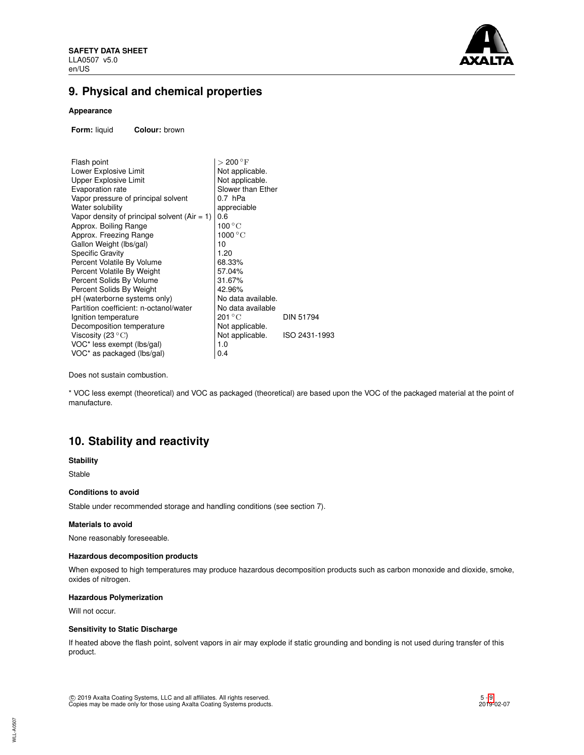## 9. Physical and chemical properties

**Appearance**

**Form:** liquid **Colour:** brown

| Property | Value | Method |
|---|---|---|
| Flash point | > 200 °F | |
| Lower Explosive Limit | Not applicable. | |
| Upper Explosive Limit | Not applicable. | |
| Evaporation rate | Slower than Ether | |
| Vapor pressure of principal solvent | 0.7 hPa | |
| Water solubility | appreciable | |
| Vapor density of principal solvent (Air = 1) | 0.6 | |
| Approx. Boiling Range | 100 °C | |
| Approx. Freezing Range | 1000 °C | |
| Gallon Weight (lbs/gal) | 10 | |
| Specific Gravity | 1.20 | |
| Percent Volatile By Volume | 68.33% | |
| Percent Volatile By Weight | 57.04% | |
| Percent Solids By Volume | 31.67% | |
| Percent Solids By Weight | 42.96% | |
| pH (waterborne systems only) | No data available. | |
| Partition coefficient: n-octanol/water | No data available | |
| Ignition temperature | 201 °C | DIN 51794 |
| Decomposition temperature | Not applicable. | |
| Viscosity (23 °C) | Not applicable. | ISO 2431-1993 |
| VOC* less exempt (lbs/gal) | 1.0 | |
| VOC* as packaged (lbs/gal) | 0.4 | |

Does not sustain combustion.

* VOC less exempt (theoretical) and VOC as packaged (theoretical) are based upon the VOC of the packaged material at the point of manufacture.

## 10. Stability and reactivity

**Stability**

Stable

**Conditions to avoid**

Stable under recommended storage and handling conditions (see section 7).

**Materials to avoid**

None reasonably foreseeable.

**Hazardous decomposition products**

When exposed to high temperatures may produce hazardous decomposition products such as carbon monoxide and dioxide, smoke, oxides of nitrogen.

**Hazardous Polymerization**

Will not occur.

**Sensitivity to Static Discharge**

If heated above the flash point, solvent vapors in air may explode if static grounding and bonding is not used during transfer of this product.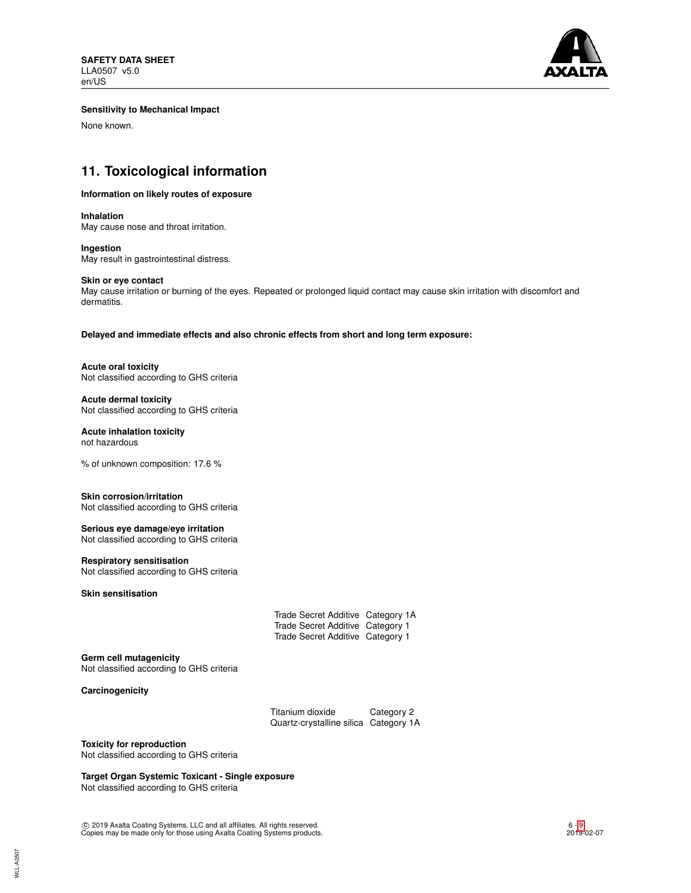**Sensitivity to Mechanical Impact**

None known.

## 11. Toxicological information

**Information on likely routes of exposure**

**Inhalation**
May cause nose and throat irritation.

**Ingestion**
May result in gastrointestinal distress.

**Skin or eye contact**
May cause irritation or burning of the eyes. Repeated or prolonged liquid contact may cause skin irritation with discomfort and dermatitis.

**Delayed and immediate effects and also chronic effects from short and long term exposure:**

**Acute oral toxicity**
Not classified according to GHS criteria

**Acute dermal toxicity**
Not classified according to GHS criteria

**Acute inhalation toxicity**
not hazardous

% of unknown composition: 17.6 %

**Skin corrosion/irritation**
Not classified according to GHS criteria

**Serious eye damage/eye irritation**
Not classified according to GHS criteria

**Respiratory sensitisation**
Not classified according to GHS criteria

**Skin sensitisation**

| | |
|---|---|
| Trade Secret Additive | Category 1A |
| Trade Secret Additive | Category 1 |
| Trade Secret Additive | Category 1 |

**Germ cell mutagenicity**
Not classified according to GHS criteria

**Carcinogenicity**

| | |
|---|---|
| Titanium dioxide | Category 2 |
| Quartz-crystalline silica | Category 1A |

**Toxicity for reproduction**
Not classified according to GHS criteria

**Target Organ Systemic Toxicant - Single exposure**
Not classified according to GHS criteria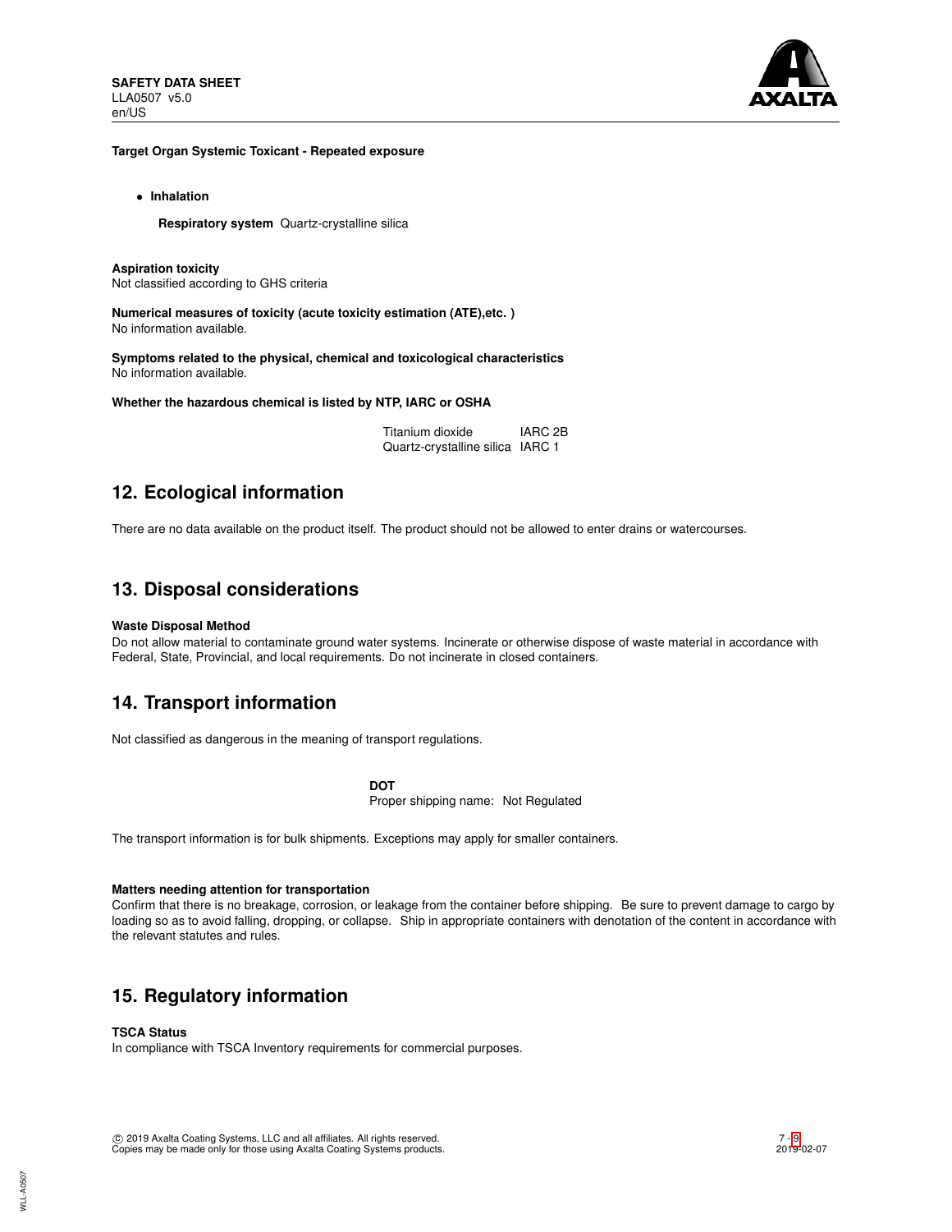**Target Organ Systemic Toxicant - Repeated exposure**

- **Inhalation**

  **Respiratory system** Quartz-crystalline silica

**Aspiration toxicity**
Not classified according to GHS criteria

**Numerical measures of toxicity (acute toxicity estimation (ATE),etc. )**
No information available.

**Symptoms related to the physical, chemical and toxicological characteristics**
No information available.

**Whether the hazardous chemical is listed by NTP, IARC or OSHA**

| | |
|---|---|
| Titanium dioxide | IARC 2B |
| Quartz-crystalline silica | IARC 1 |

## 12. Ecological information

There are no data available on the product itself. The product should not be allowed to enter drains or watercourses.

## 13. Disposal considerations

**Waste Disposal Method**
Do not allow material to contaminate ground water systems. Incinerate or otherwise dispose of waste material in accordance with Federal, State, Provincial, and local requirements. Do not incinerate in closed containers.

## 14. Transport information

Not classified as dangerous in the meaning of transport regulations.

**DOT**
Proper shipping name: Not Regulated

The transport information is for bulk shipments. Exceptions may apply for smaller containers.

**Matters needing attention for transportation**
Confirm that there is no breakage, corrosion, or leakage from the container before shipping. Be sure to prevent damage to cargo by loading so as to avoid falling, dropping, or collapse. Ship in appropriate containers with denotation of the content in accordance with the relevant statutes and rules.

## 15. Regulatory information

**TSCA Status**
In compliance with TSCA Inventory requirements for commercial purposes.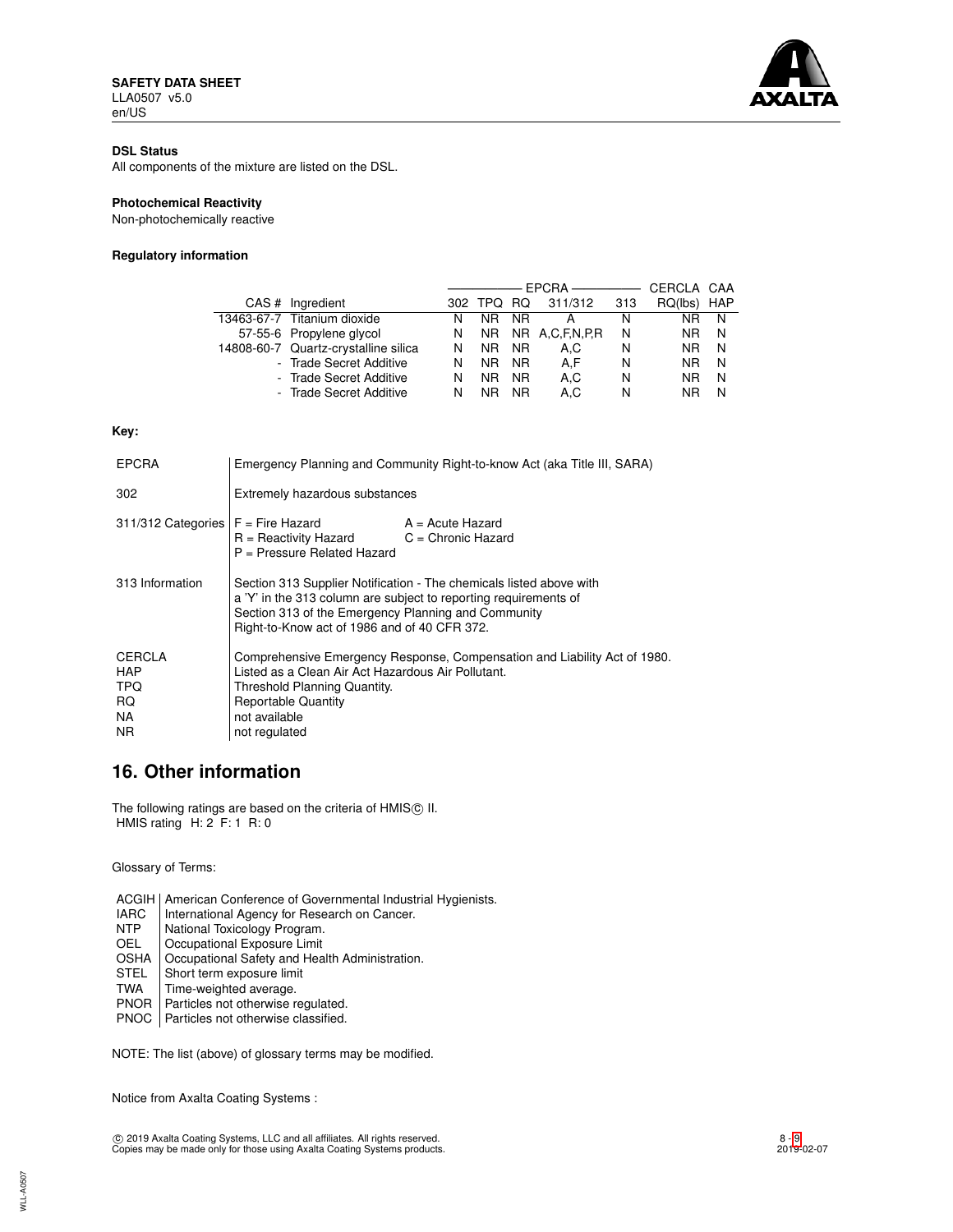**DSL Status**

All components of the mixture are listed on the DSL.

**Photochemical Reactivity**

Non-photochemically reactive

**Regulatory information**

| | | EPCRA | | | | | CERCLA | CAA |
|---|---|---|---|---|---|---|---|---|
| CAS # | Ingredient | 302 | TPQ | RQ | 311/312 | 313 | RQ(lbs) | HAP |
| 13463-67-7 | Titanium dioxide | N | NR | NR | A | N | NR | N |
| 57-55-6 | Propylene glycol | N | NR | NR | A,C,F,N,P,R | N | NR | N |
| 14808-60-7 | Quartz-crystalline silica | N | NR | NR | A,C | N | NR | N |
| - | Trade Secret Additive | N | NR | NR | A,F | N | NR | N |
| - | Trade Secret Additive | N | NR | NR | A,C | N | NR | N |
| - | Trade Secret Additive | N | NR | NR | A,C | N | NR | N |

**Key:**

| | |
|---|---|
| EPCRA | Emergency Planning and Community Right-to-know Act (aka Title III, SARA) |
| 302 | Extremely hazardous substances |
| 311/312 Categories | F = Fire Hazard; A = Acute Hazard; R = Reactivity Hazard; C = Chronic Hazard; P = Pressure Related Hazard |
| 313 Information | Section 313 Supplier Notification - The chemicals listed above with a 'Y' in the 313 column are subject to reporting requirements of Section 313 of the Emergency Planning and Community Right-to-Know act of 1986 and of 40 CFR 372. |
| CERCLA | Comprehensive Emergency Response, Compensation and Liability Act of 1980. |
| HAP | Listed as a Clean Air Act Hazardous Air Pollutant. |
| TPQ | Threshold Planning Quantity. |
| RQ | Reportable Quantity |
| NA | not available |
| NR | not regulated |

## 16. Other information

The following ratings are based on the criteria of HMIS© II.
HMIS rating H: 2 F: 1 R: 0

Glossary of Terms:

| | |
|---|---|
| ACGIH | American Conference of Governmental Industrial Hygienists. |
| IARC | International Agency for Research on Cancer. |
| NTP | National Toxicology Program. |
| OEL | Occupational Exposure Limit |
| OSHA | Occupational Safety and Health Administration. |
| STEL | Short term exposure limit |
| TWA | Time-weighted average. |
| PNOR | Particles not otherwise regulated. |
| PNOC | Particles not otherwise classified. |

NOTE: The list (above) of glossary terms may be modified.

Notice from Axalta Coating Systems :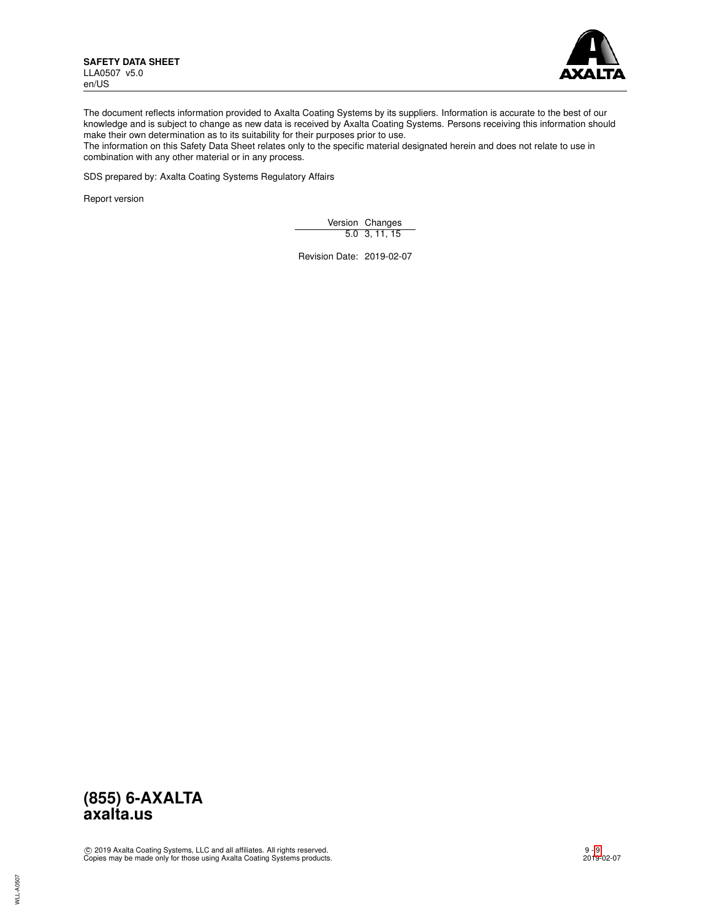The document reflects information provided to Axalta Coating Systems by its suppliers. Information is accurate to the best of our knowledge and is subject to change as new data is received by Axalta Coating Systems. Persons receiving this information should make their own determination as to its suitability for their purposes prior to use.
The information on this Safety Data Sheet relates only to the specific material designated herein and does not relate to use in combination with any other material or in any process.

SDS prepared by: Axalta Coating Systems Regulatory Affairs

Report version

| Version | Changes |
| --- | --- |
| 5.0 | 3, 11, 15 |

Revision Date: 2019-02-07

**(855) 6-AXALTA**
**axalta.us**

© 2019 Axalta Coating Systems, LLC and all affiliates. All rights reserved.
Copies may be made only for those using Axalta Coating Systems products.